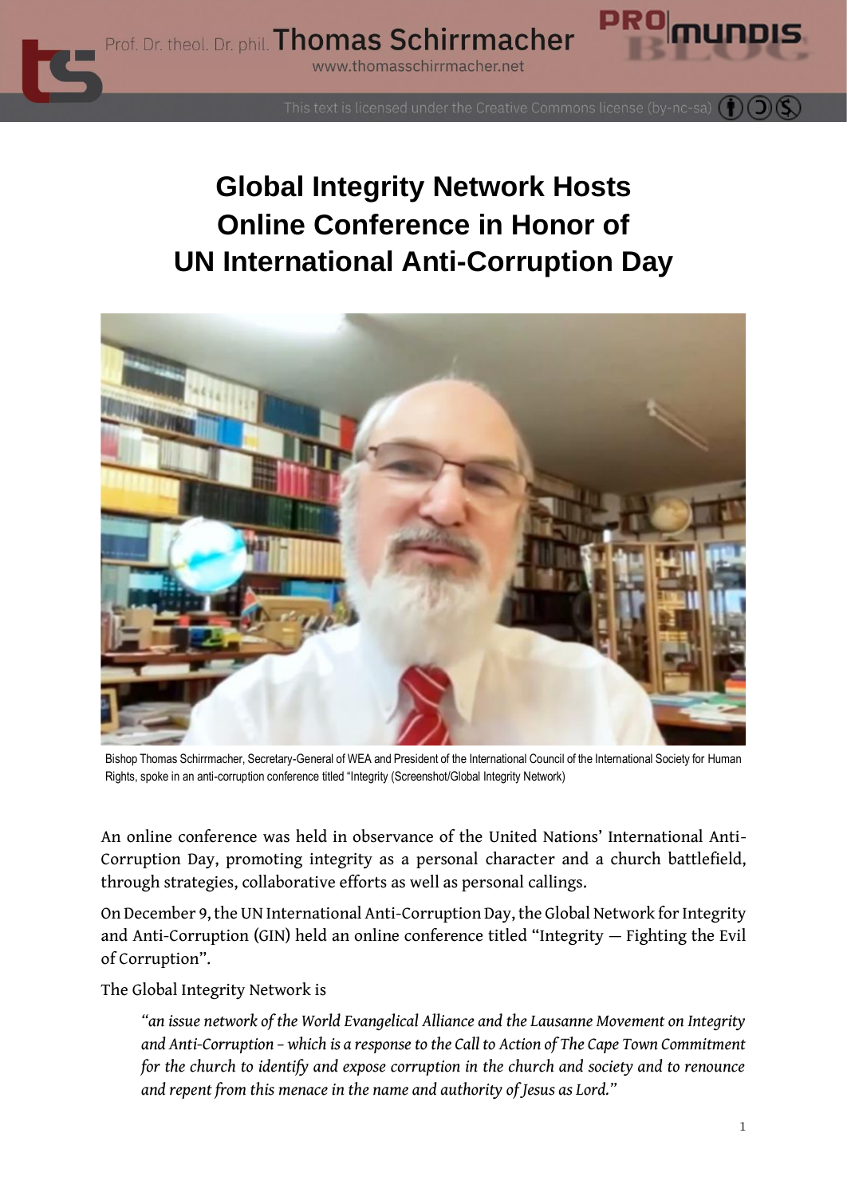# Global Integrity Network Hosts Online Conference in Honor of UN International Anti-Corruption Day

Bishop Thomas Schirrmacher, Secretary-General of WEA and President of the International Council of the International Society for Human Rights, spoke in an anti-corruption conference titled "Integrity (Screenshot/Global Integrity Network)

An online conference was held in observance of the United Nations' International Anti-Corruption Day, promoting integrity as a personal character and a church battlefield, through strategies, collaborative efforts as well as personal callings.

On December 9, the UN International Anti-Corruption Day, the Global Network for Integrity and Anti-Corruption (GIN) held an online conference titled "Integrity — Fighting the Evil of Corruption".

The Global Integrity Network is

> *"an issue network of the World Evangelical Alliance and the Lausanne Movement on Integrity and Anti-Corruption – which is a response to the Call to Action of The Cape Town Commitment for the church to identify and expose corruption in the church and society and to renounce and repent from this menace in the name and authority of Jesus as Lord."*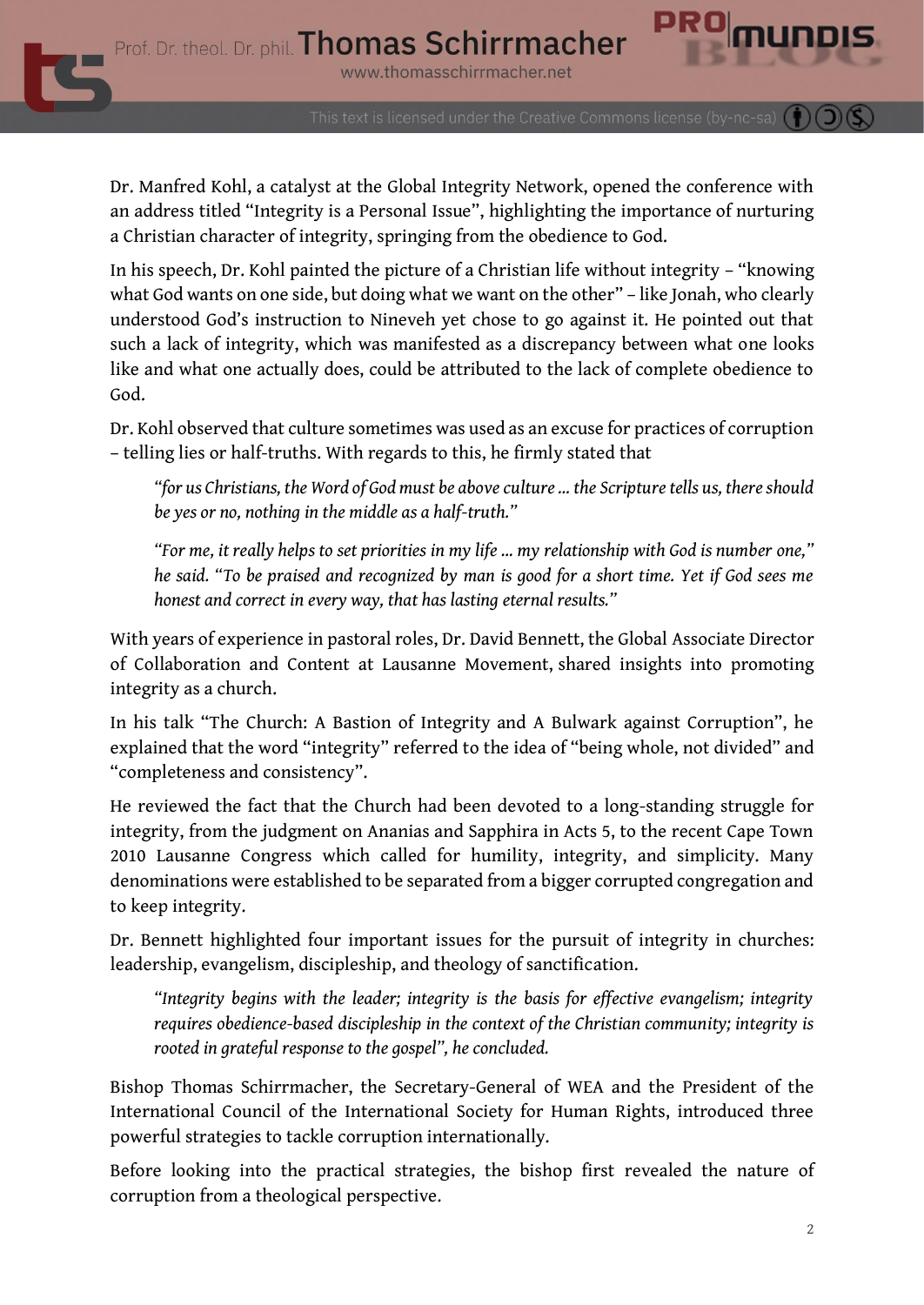Dr. Manfred Kohl, a catalyst at the Global Integrity Network, opened the conference with an address titled "Integrity is a Personal Issue", highlighting the importance of nurturing a Christian character of integrity, springing from the obedience to God.

In his speech, Dr. Kohl painted the picture of a Christian life without integrity – "knowing what God wants on one side, but doing what we want on the other" – like Jonah, who clearly understood God's instruction to Nineveh yet chose to go against it. He pointed out that such a lack of integrity, which was manifested as a discrepancy between what one looks like and what one actually does, could be attributed to the lack of complete obedience to God.

Dr. Kohl observed that culture sometimes was used as an excuse for practices of corruption – telling lies or half-truths. With regards to this, he firmly stated that

> *"for us Christians, the Word of God must be above culture ... the Scripture tells us, there should be yes or no, nothing in the middle as a half-truth."*
>
> *"For me, it really helps to set priorities in my life ... my relationship with God is number one," he said. "To be praised and recognized by man is good for a short time. Yet if God sees me honest and correct in every way, that has lasting eternal results."*

With years of experience in pastoral roles, Dr. David Bennett, the Global Associate Director of Collaboration and Content at Lausanne Movement, shared insights into promoting integrity as a church.

In his talk "The Church: A Bastion of Integrity and A Bulwark against Corruption", he explained that the word "integrity" referred to the idea of "being whole, not divided" and "completeness and consistency".

He reviewed the fact that the Church had been devoted to a long-standing struggle for integrity, from the judgment on Ananias and Sapphira in Acts 5, to the recent Cape Town 2010 Lausanne Congress which called for humility, integrity, and simplicity. Many denominations were established to be separated from a bigger corrupted congregation and to keep integrity.

Dr. Bennett highlighted four important issues for the pursuit of integrity in churches: leadership, evangelism, discipleship, and theology of sanctification.

> *"Integrity begins with the leader; integrity is the basis for effective evangelism; integrity requires obedience-based discipleship in the context of the Christian community; integrity is rooted in grateful response to the gospel", he concluded.*

Bishop Thomas Schirrmacher, the Secretary-General of WEA and the President of the International Council of the International Society for Human Rights, introduced three powerful strategies to tackle corruption internationally.

Before looking into the practical strategies, the bishop first revealed the nature of corruption from a theological perspective.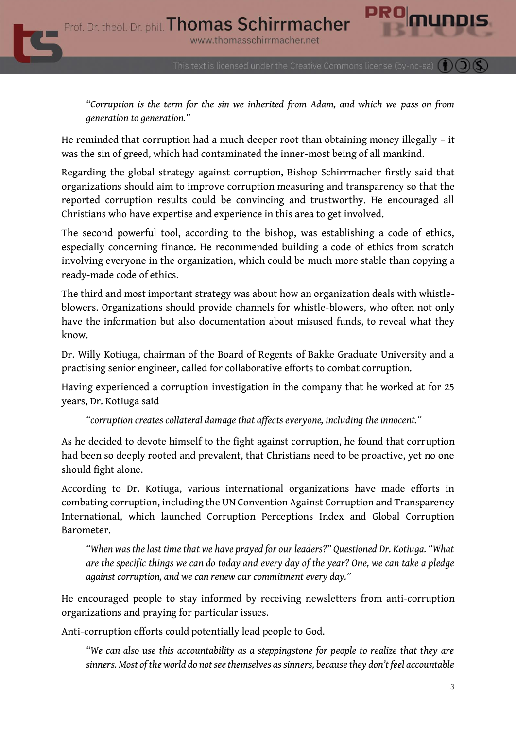> *"Corruption is the term for the sin we inherited from Adam, and which we pass on from generation to generation."*

He reminded that corruption had a much deeper root than obtaining money illegally – it was the sin of greed, which had contaminated the inner-most being of all mankind.

Regarding the global strategy against corruption, Bishop Schirrmacher firstly said that organizations should aim to improve corruption measuring and transparency so that the reported corruption results could be convincing and trustworthy. He encouraged all Christians who have expertise and experience in this area to get involved.

The second powerful tool, according to the bishop, was establishing a code of ethics, especially concerning finance. He recommended building a code of ethics from scratch involving everyone in the organization, which could be much more stable than copying a ready-made code of ethics.

The third and most important strategy was about how an organization deals with whistle-blowers. Organizations should provide channels for whistle-blowers, who often not only have the information but also documentation about misused funds, to reveal what they know.

Dr. Willy Kotiuga, chairman of the Board of Regents of Bakke Graduate University and a practising senior engineer, called for collaborative efforts to combat corruption.

Having experienced a corruption investigation in the company that he worked at for 25 years, Dr. Kotiuga said

> *"corruption creates collateral damage that affects everyone, including the innocent."*

As he decided to devote himself to the fight against corruption, he found that corruption had been so deeply rooted and prevalent, that Christians need to be proactive, yet no one should fight alone.

According to Dr. Kotiuga, various international organizations have made efforts in combating corruption, including the UN Convention Against Corruption and Transparency International, which launched Corruption Perceptions Index and Global Corruption Barometer.

> *"When was the last time that we have prayed for our leaders?" Questioned Dr. Kotiuga. "What are the specific things we can do today and every day of the year? One, we can take a pledge against corruption, and we can renew our commitment every day."*

He encouraged people to stay informed by receiving newsletters from anti-corruption organizations and praying for particular issues.

Anti-corruption efforts could potentially lead people to God.

> *"We can also use this accountability as a steppingstone for people to realize that they are sinners. Most of the world do not see themselves as sinners, because they don't feel accountable*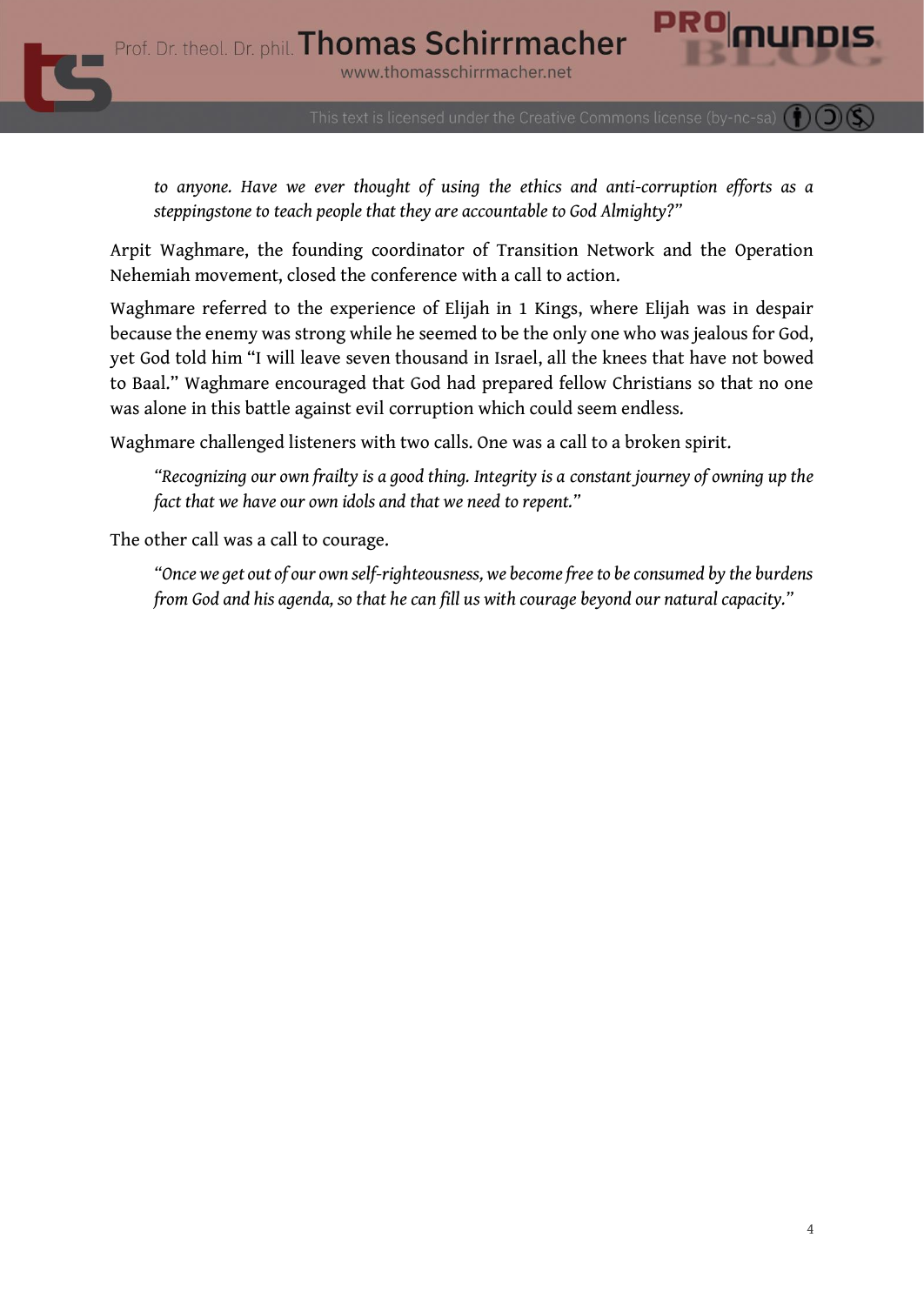> *to anyone. Have we ever thought of using the ethics and anti-corruption efforts as a steppingstone to teach people that they are accountable to God Almighty?"*

Arpit Waghmare, the founding coordinator of Transition Network and the Operation Nehemiah movement, closed the conference with a call to action.

Waghmare referred to the experience of Elijah in 1 Kings, where Elijah was in despair because the enemy was strong while he seemed to be the only one who was jealous for God, yet God told him "I will leave seven thousand in Israel, all the knees that have not bowed to Baal." Waghmare encouraged that God had prepared fellow Christians so that no one was alone in this battle against evil corruption which could seem endless.

Waghmare challenged listeners with two calls. One was a call to a broken spirit.

> *"Recognizing our own frailty is a good thing. Integrity is a constant journey of owning up the fact that we have our own idols and that we need to repent."*

The other call was a call to courage.

> *"Once we get out of our own self-righteousness, we become free to be consumed by the burdens from God and his agenda, so that he can fill us with courage beyond our natural capacity."*